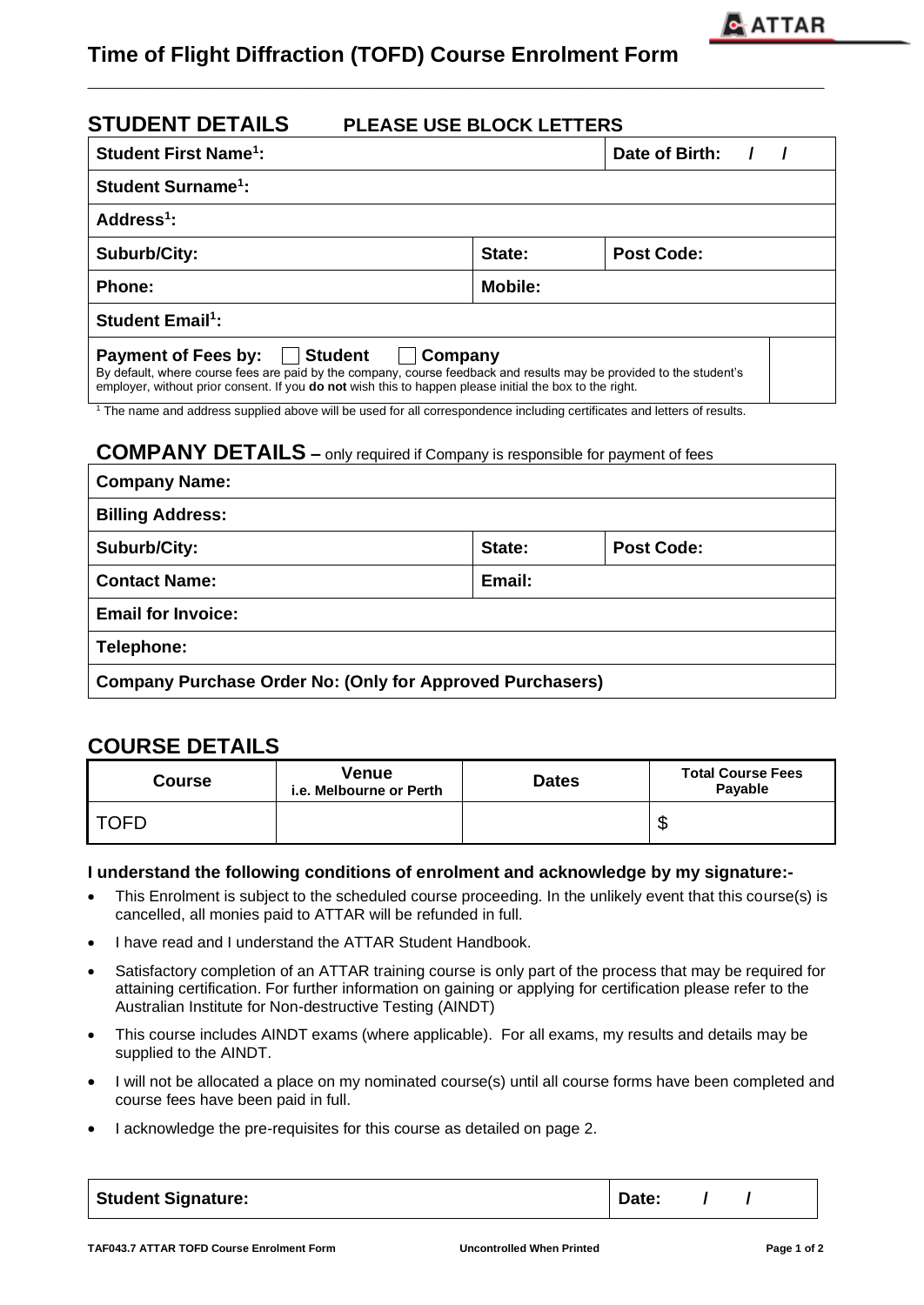# Time of Flight Diffraction (TOFD) Course Enrolment Form

## STUDENT DETAILS PLEASE USE BLOCK LETTERS

| Student First Name[1]: | | Date of Birth: / / |
|---|---|---|
| Student Surname[1]: | | |
| Address[1]: | | |
| Suburb/City: | State: | Post Code: |
| Phone: | Mobile: | |
| Student Email[1]: | | |
| Payment of Fees by: ☐ Student ☐ Company<br>By default, where course fees are paid by the company, course feedback and results may be provided to the student's employer, without prior consent. If you **do not** wish this to happen please initial the box to the right. | | |

[1] The name and address supplied above will be used for all correspondence including certificates and letters of results.

## COMPANY DETAILS – only required if Company is responsible for payment of fees

| Company Name: | | |
|---|---|---|
| Billing Address: | | |
| Suburb/City: | State: | Post Code: |
| Contact Name: | Email: | |
| Email for Invoice: | | |
| Telephone: | | |
| Company Purchase Order No: (Only for Approved Purchasers) | | |

## COURSE DETAILS

| Course | Venue i.e. Melbourne or Perth | Dates | Total Course Fees Payable |
|---|---|---|---|
| TOFD | | | $ |

**I understand the following conditions of enrolment and acknowledge by my signature:-**

- This Enrolment is subject to the scheduled course proceeding. In the unlikely event that this course(s) is cancelled, all monies paid to ATTAR will be refunded in full.
- I have read and I understand the ATTAR Student Handbook.
- Satisfactory completion of an ATTAR training course is only part of the process that may be required for attaining certification. For further information on gaining or applying for certification please refer to the Australian Institute for Non-destructive Testing (AINDT)
- This course includes AINDT exams (where applicable). For all exams, my results and details may be supplied to the AINDT.
- I will not be allocated a place on my nominated course(s) until all course forms have been completed and course fees have been paid in full.
- I acknowledge the pre-requisites for this course as detailed on page 2.

| Student Signature: | Date: / / |
|---|---|

TAF043.7 ATTAR TOFD Course Enrolment Form Uncontrolled When Printed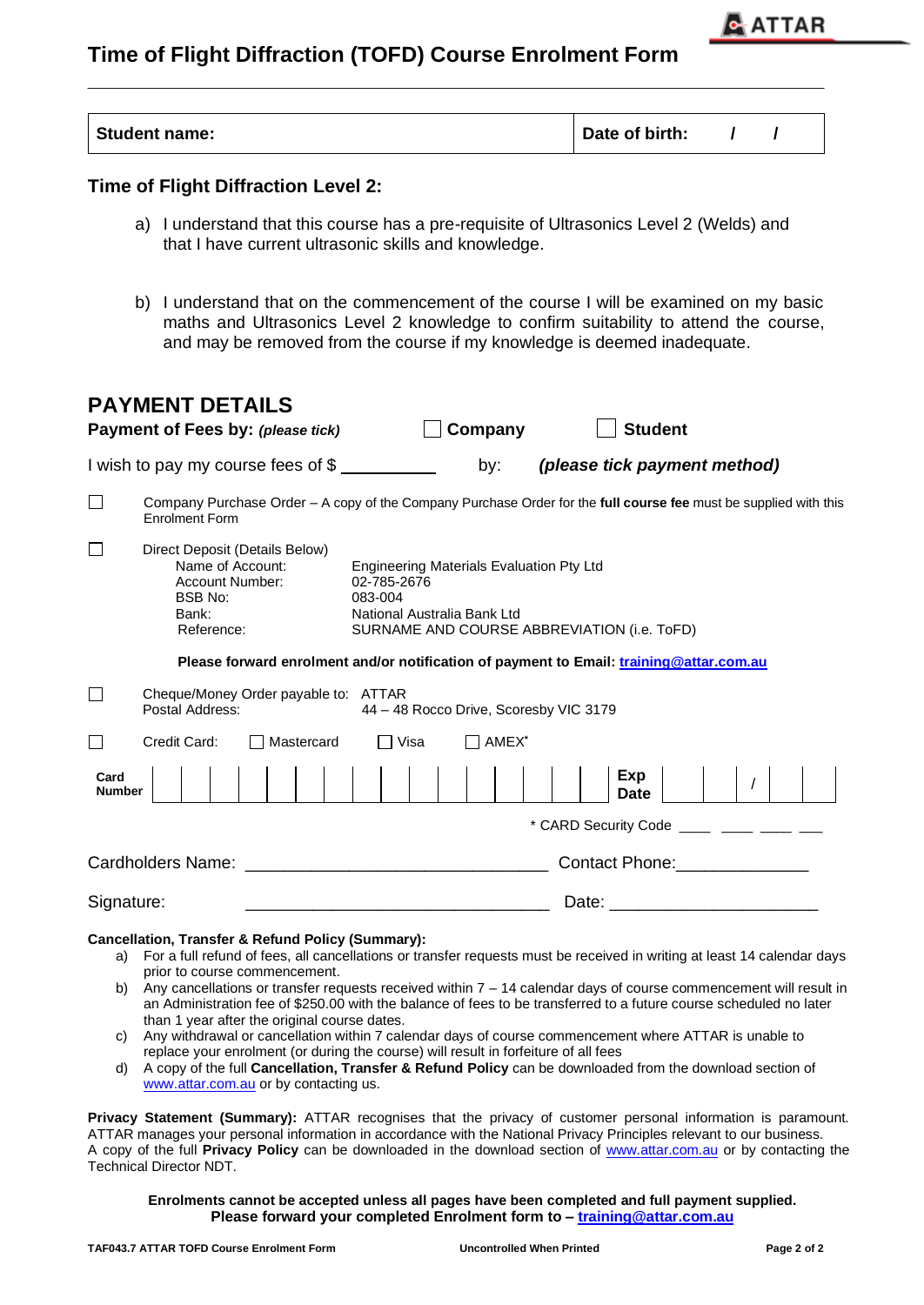# Time of Flight Diffraction (TOFD) Course Enrolment Form

| **Student name:** | **Date of birth:** / / |
|---|---|

## Time of Flight Diffraction Level 2:

a) I understand that this course has a pre-requisite of Ultrasonics Level 2 (Welds) and that I have current ultrasonic skills and knowledge.

b) I understand that on the commencement of the course I will be examined on my basic maths and Ultrasonics Level 2 knowledge to confirm suitability to attend the course, and may be removed from the course if my knowledge is deemed inadequate.

## PAYMENT DETAILS

**Payment of Fees by:** ***(please tick)*** ☐ **Company** ☐ **Student**

I wish to pay my course fees of $ __________ by: ***(please tick payment method)***

☐ Company Purchase Order – A copy of the Company Purchase Order for the **full course fee** must be supplied with this Enrolment Form

☐ Direct Deposit (Details Below)

| | |
|---|---|
| Name of Account: | Engineering Materials Evaluation Pty Ltd |
| Account Number: | 02-785-2676 |
| BSB No: | 083-004 |
| Bank: | National Australia Bank Ltd |
| Reference: | SURNAME AND COURSE ABBREVIATION (i.e. ToFD) |

**Please forward enrolment and/or notification of payment to Email: training@attar.com.au**

☐ Cheque/Money Order payable to: ATTAR
Postal Address: 44 – 48 Rocco Drive, Scoresby VIC 3179

☐ Credit Card: ☐ Mastercard ☐ Visa ☐ AMEX*

**Card Number** | | | | | | | | | | | | | | | | | **Exp Date** | | / | |

* CARD Security Code ____ ____ ____ ___

Cardholders Name: ______________________________ Contact Phone:_____________

Signature: ______________________________ Date: ____________________

**Cancellation, Transfer & Refund Policy (Summary):**

a) For a full refund of fees, all cancellations or transfer requests must be received in writing at least 14 calendar days prior to course commencement.

b) Any cancellations or transfer requests received within 7 – 14 calendar days of course commencement will result in an Administration fee of $250.00 with the balance of fees to be transferred to a future course scheduled no later than 1 year after the original course dates.

c) Any withdrawal or cancellation within 7 calendar days of course commencement where ATTAR is unable to replace your enrolment (or during the course) will result in forfeiture of all fees

d) A copy of the full **Cancellation, Transfer & Refund Policy** can be downloaded from the download section of www.attar.com.au or by contacting us.

**Privacy Statement (Summary):** ATTAR recognises that the privacy of customer personal information is paramount. ATTAR manages your personal information in accordance with the National Privacy Principles relevant to our business. A copy of the full **Privacy Policy** can be downloaded in the download section of www.attar.com.au or by contacting the Technical Director NDT.

**Enrolments cannot be accepted unless all pages have been completed and full payment supplied.**
**Please forward your completed Enrolment form to – training@attar.com.au**

**TAF043.7 ATTAR TOFD Course Enrolment Form** **Uncontrolled When Printed**